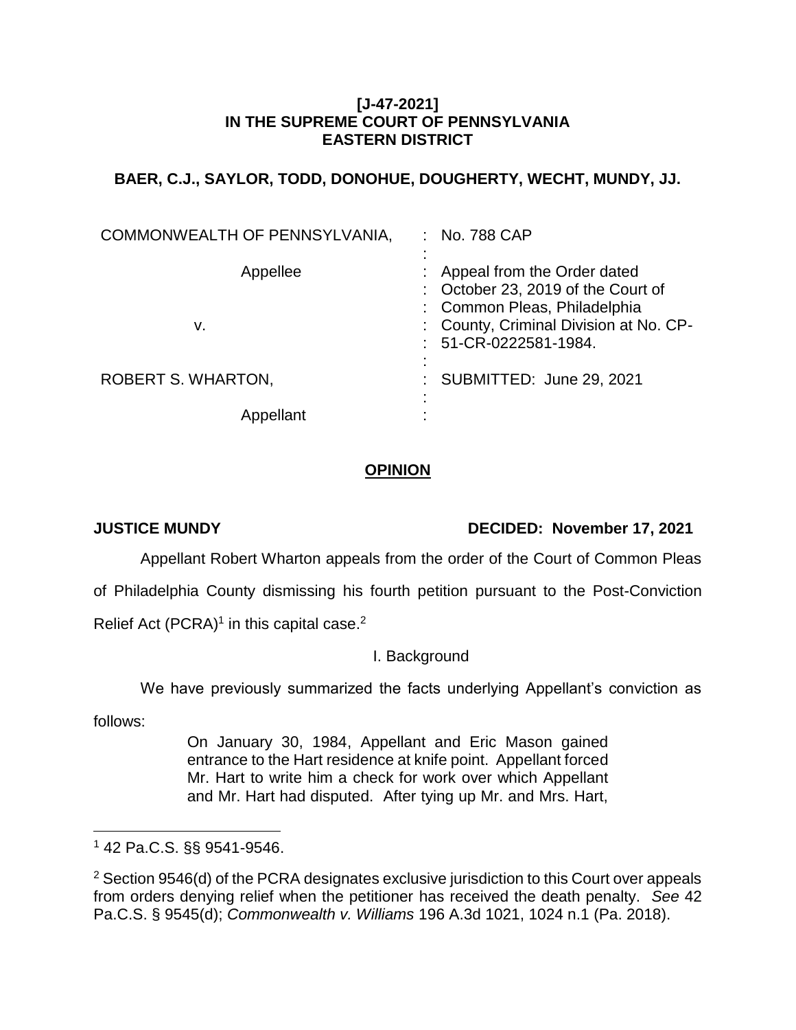**[J-47-2021]**
**IN THE SUPREME COURT OF PENNSYLVANIA**
**EASTERN DISTRICT**

**BAER, C.J., SAYLOR, TODD, DONOHUE, DOUGHERTY, WECHT, MUNDY, JJ.**

| | |
|---|---|
| COMMONWEALTH OF PENNSYLVANIA, | : No. 788 CAP |
| Appellee | : Appeal from the Order dated October 23, 2019 of the Court of Common Pleas, Philadelphia County, Criminal Division at No. CP-51-CR-0222581-1984. |
| v. | |
| ROBERT S. WHARTON, | : SUBMITTED: June 29, 2021 |
| Appellant | : |

## **OPINION**

**JUSTICE MUNDY** **DECIDED: November 17, 2021**

Appellant Robert Wharton appeals from the order of the Court of Common Pleas of Philadelphia County dismissing his fourth petition pursuant to the Post-Conviction Relief Act (PCRA)[1] in this capital case.[2]

I. Background

We have previously summarized the facts underlying Appellant's conviction as follows:

> On January 30, 1984, Appellant and Eric Mason gained entrance to the Hart residence at knife point. Appellant forced Mr. Hart to write him a check for work over which Appellant and Mr. Hart had disputed. After tying up Mr. and Mrs. Hart,

---

[1] 42 Pa.C.S. §§ 9541-9546.

[2] Section 9546(d) of the PCRA designates exclusive jurisdiction to this Court over appeals from orders denying relief when the petitioner has received the death penalty. *See* 42 Pa.C.S. § 9545(d); *Commonwealth v. Williams* 196 A.3d 1021, 1024 n.1 (Pa. 2018).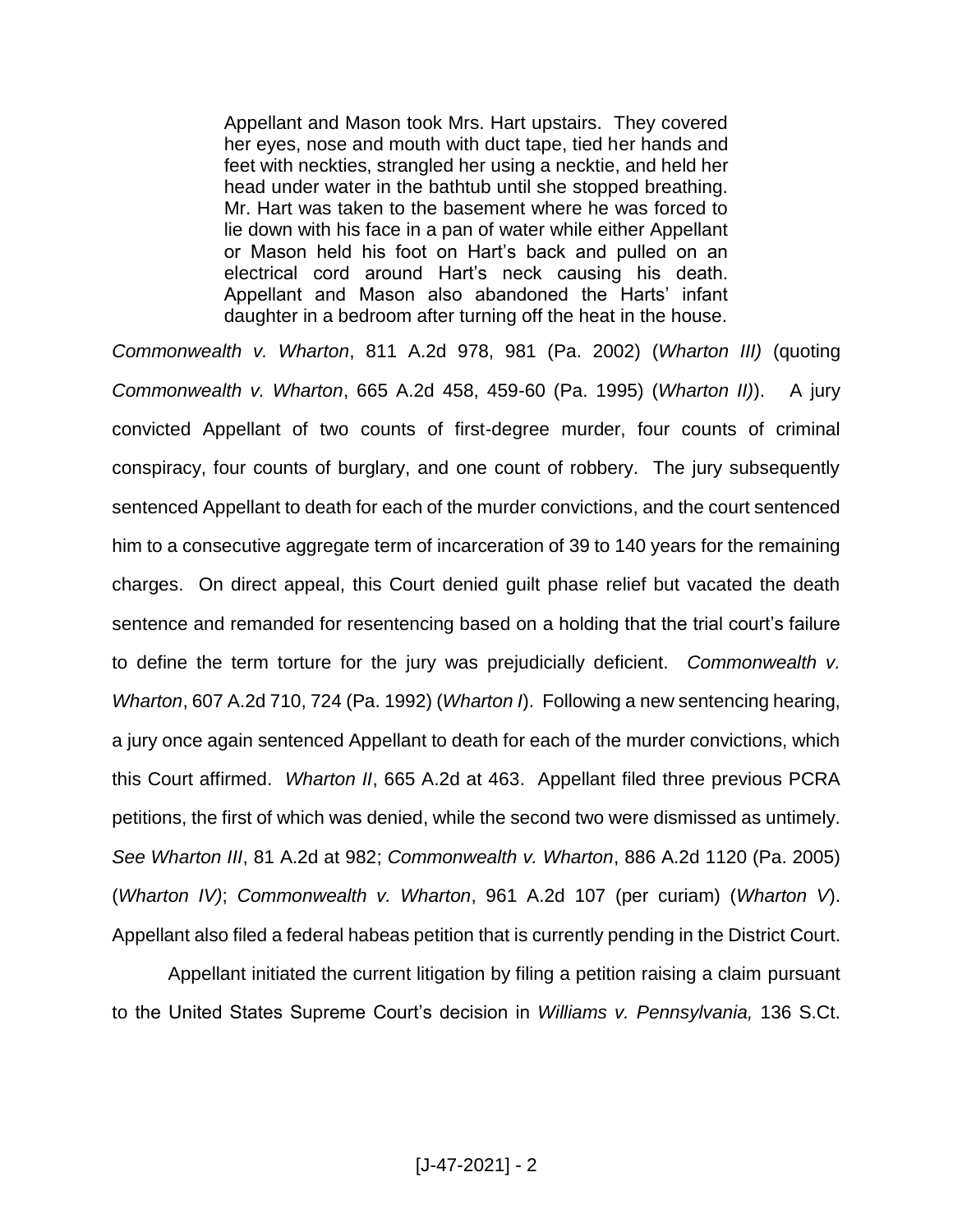> Appellant and Mason took Mrs. Hart upstairs. They covered her eyes, nose and mouth with duct tape, tied her hands and feet with neckties, strangled her using a necktie, and held her head under water in the bathtub until she stopped breathing. Mr. Hart was taken to the basement where he was forced to lie down with his face in a pan of water while either Appellant or Mason held his foot on Hart's back and pulled on an electrical cord around Hart's neck causing his death. Appellant and Mason also abandoned the Harts' infant daughter in a bedroom after turning off the heat in the house.

*Commonwealth v. Wharton*, 811 A.2d 978, 981 (Pa. 2002) (*Wharton III)* (quoting *Commonwealth v. Wharton*, 665 A.2d 458, 459-60 (Pa. 1995) (*Wharton II)*). A jury convicted Appellant of two counts of first-degree murder, four counts of criminal conspiracy, four counts of burglary, and one count of robbery. The jury subsequently sentenced Appellant to death for each of the murder convictions, and the court sentenced him to a consecutive aggregate term of incarceration of 39 to 140 years for the remaining charges. On direct appeal, this Court denied guilt phase relief but vacated the death sentence and remanded for resentencing based on a holding that the trial court's failure to define the term torture for the jury was prejudicially deficient. *Commonwealth v. Wharton*, 607 A.2d 710, 724 (Pa. 1992) (*Wharton I*). Following a new sentencing hearing, a jury once again sentenced Appellant to death for each of the murder convictions, which this Court affirmed. *Wharton II*, 665 A.2d at 463. Appellant filed three previous PCRA petitions, the first of which was denied, while the second two were dismissed as untimely. *See Wharton III*, 81 A.2d at 982; *Commonwealth v. Wharton*, 886 A.2d 1120 (Pa. 2005) (*Wharton IV)*; *Commonwealth v. Wharton*, 961 A.2d 107 (per curiam) (*Wharton V*). Appellant also filed a federal habeas petition that is currently pending in the District Court.

Appellant initiated the current litigation by filing a petition raising a claim pursuant to the United States Supreme Court's decision in *Williams v. Pennsylvania,* 136 S.Ct.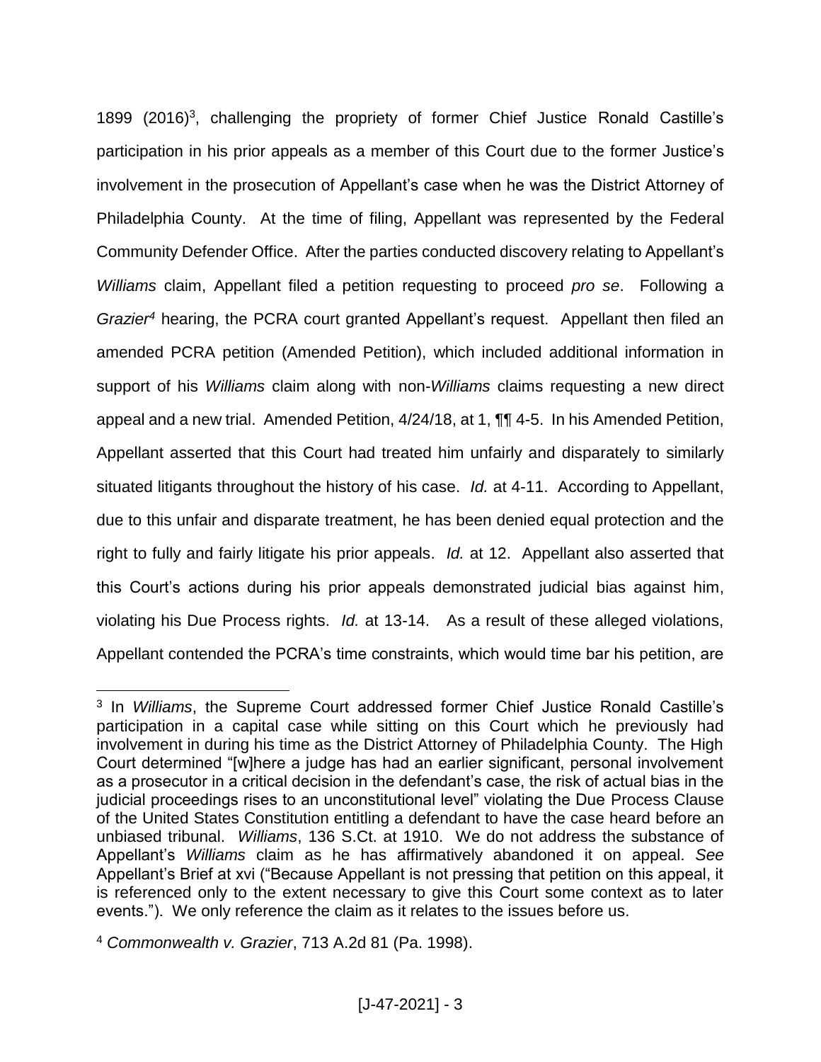1899 (2016)[3], challenging the propriety of former Chief Justice Ronald Castille's participation in his prior appeals as a member of this Court due to the former Justice's involvement in the prosecution of Appellant's case when he was the District Attorney of Philadelphia County. At the time of filing, Appellant was represented by the Federal Community Defender Office. After the parties conducted discovery relating to Appellant's *Williams* claim, Appellant filed a petition requesting to proceed *pro se*. Following a *Grazier*[4] hearing, the PCRA court granted Appellant's request. Appellant then filed an amended PCRA petition (Amended Petition), which included additional information in support of his *Williams* claim along with non-*Williams* claims requesting a new direct appeal and a new trial. Amended Petition, 4/24/18, at 1, ¶¶ 4-5. In his Amended Petition, Appellant asserted that this Court had treated him unfairly and disparately to similarly situated litigants throughout the history of his case. *Id.* at 4-11. According to Appellant, due to this unfair and disparate treatment, he has been denied equal protection and the right to fully and fairly litigate his prior appeals. *Id.* at 12. Appellant also asserted that this Court's actions during his prior appeals demonstrated judicial bias against him, violating his Due Process rights. *Id.* at 13-14. As a result of these alleged violations, Appellant contended the PCRA's time constraints, which would time bar his petition, are

---

[3] In *Williams*, the Supreme Court addressed former Chief Justice Ronald Castille's participation in a capital case while sitting on this Court which he previously had involvement in during his time as the District Attorney of Philadelphia County. The High Court determined "[w]here a judge has had an earlier significant, personal involvement as a prosecutor in a critical decision in the defendant's case, the risk of actual bias in the judicial proceedings rises to an unconstitutional level" violating the Due Process Clause of the United States Constitution entitling a defendant to have the case heard before an unbiased tribunal. *Williams*, 136 S.Ct. at 1910. We do not address the substance of Appellant's *Williams* claim as he has affirmatively abandoned it on appeal. *See* Appellant's Brief at xvi ("Because Appellant is not pressing that petition on this appeal, it is referenced only to the extent necessary to give this Court some context as to later events."). We only reference the claim as it relates to the issues before us.

[4] *Commonwealth v. Grazier*, 713 A.2d 81 (Pa. 1998).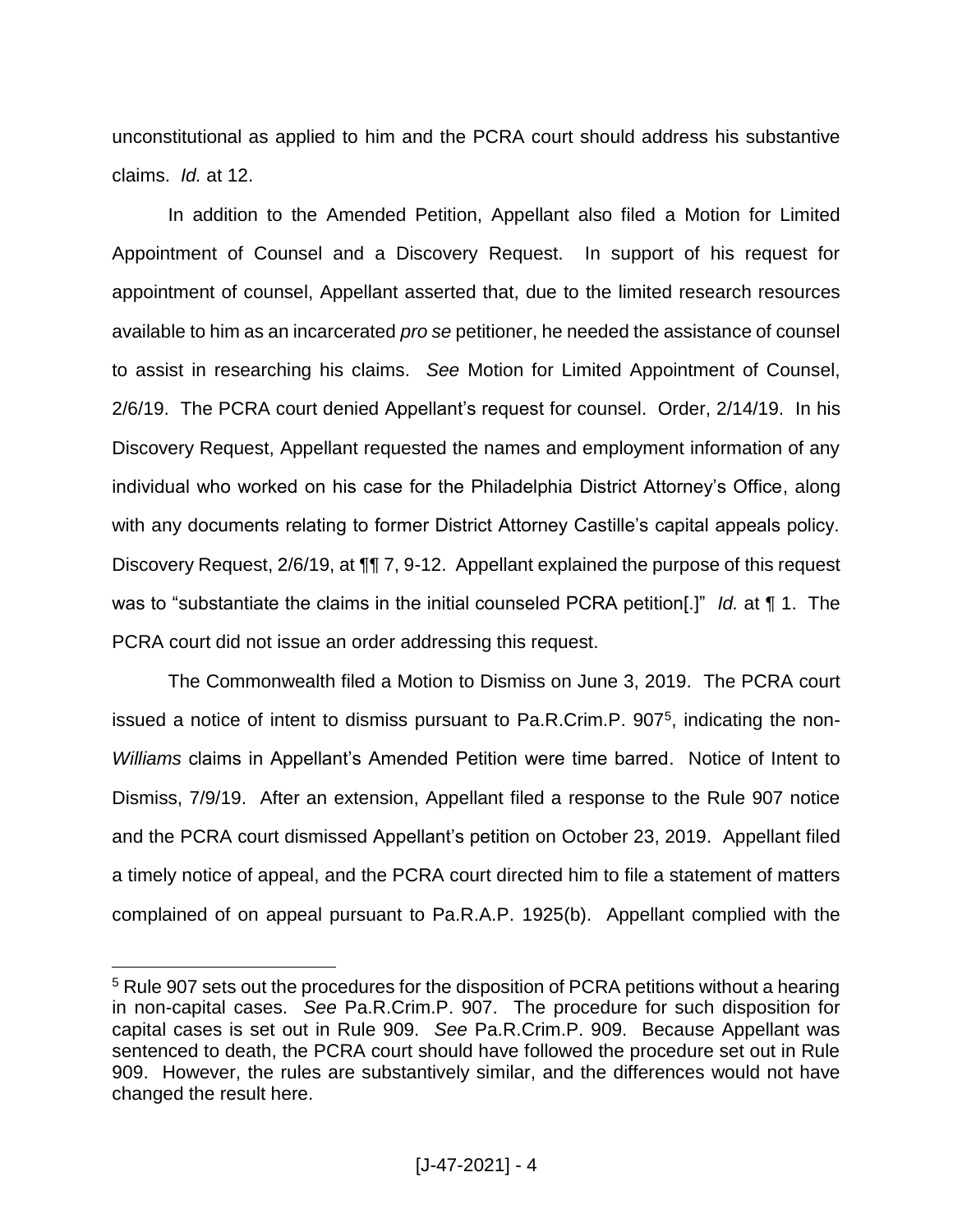unconstitutional as applied to him and the PCRA court should address his substantive claims. *Id.* at 12.

In addition to the Amended Petition, Appellant also filed a Motion for Limited Appointment of Counsel and a Discovery Request. In support of his request for appointment of counsel, Appellant asserted that, due to the limited research resources available to him as an incarcerated *pro se* petitioner, he needed the assistance of counsel to assist in researching his claims. *See* Motion for Limited Appointment of Counsel, 2/6/19. The PCRA court denied Appellant's request for counsel. Order, 2/14/19. In his Discovery Request, Appellant requested the names and employment information of any individual who worked on his case for the Philadelphia District Attorney's Office, along with any documents relating to former District Attorney Castille's capital appeals policy. Discovery Request, 2/6/19, at ¶¶ 7, 9-12. Appellant explained the purpose of this request was to "substantiate the claims in the initial counseled PCRA petition[.]" *Id.* at ¶ 1. The PCRA court did not issue an order addressing this request.

The Commonwealth filed a Motion to Dismiss on June 3, 2019. The PCRA court issued a notice of intent to dismiss pursuant to Pa.R.Crim.P. 907[5], indicating the non-*Williams* claims in Appellant's Amended Petition were time barred. Notice of Intent to Dismiss, 7/9/19. After an extension, Appellant filed a response to the Rule 907 notice and the PCRA court dismissed Appellant's petition on October 23, 2019. Appellant filed a timely notice of appeal, and the PCRA court directed him to file a statement of matters complained of on appeal pursuant to Pa.R.A.P. 1925(b). Appellant complied with the

[5] Rule 907 sets out the procedures for the disposition of PCRA petitions without a hearing in non-capital cases. *See* Pa.R.Crim.P. 907. The procedure for such disposition for capital cases is set out in Rule 909. *See* Pa.R.Crim.P. 909. Because Appellant was sentenced to death, the PCRA court should have followed the procedure set out in Rule 909. However, the rules are substantively similar, and the differences would not have changed the result here.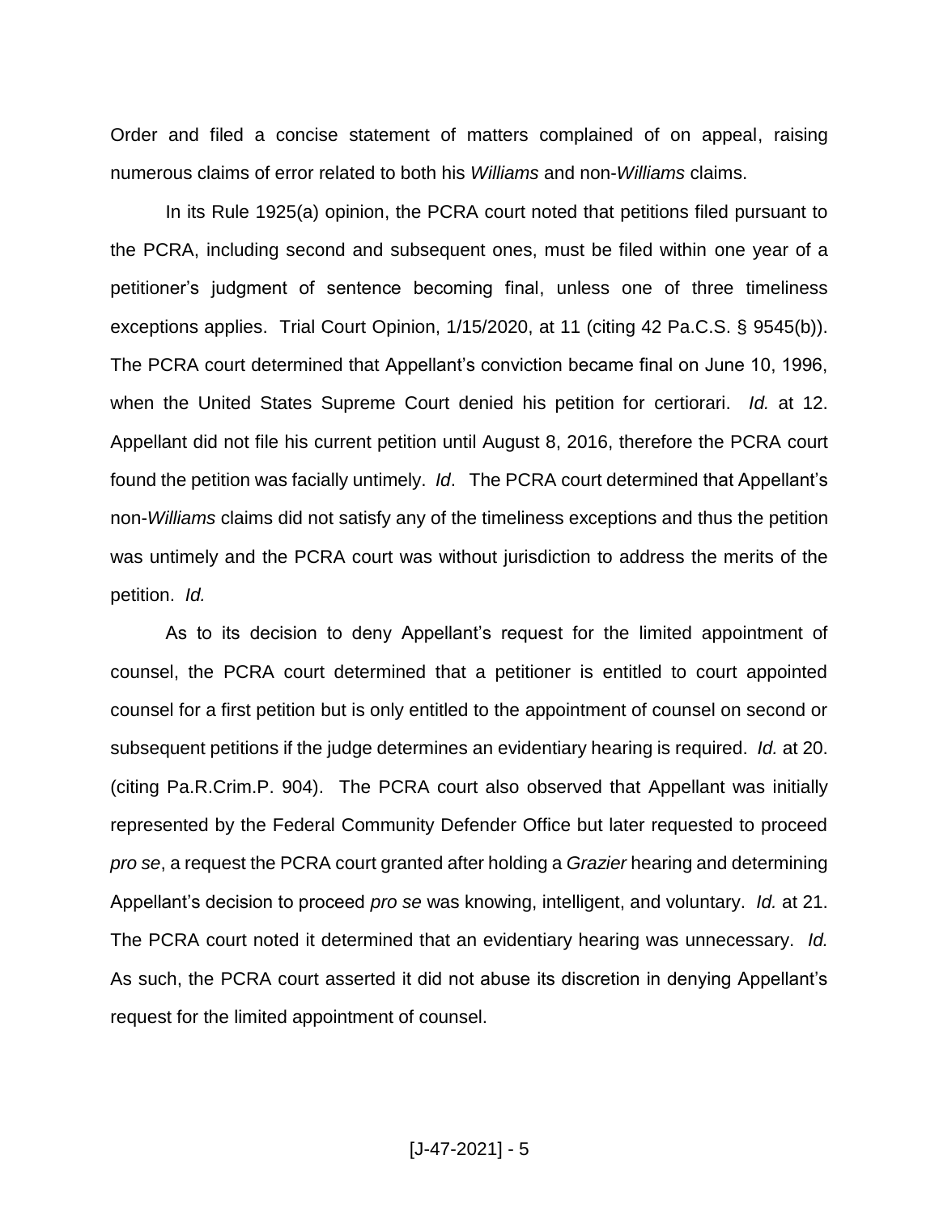Order and filed a concise statement of matters complained of on appeal, raising numerous claims of error related to both his *Williams* and non-*Williams* claims.

In its Rule 1925(a) opinion, the PCRA court noted that petitions filed pursuant to the PCRA, including second and subsequent ones, must be filed within one year of a petitioner's judgment of sentence becoming final, unless one of three timeliness exceptions applies. Trial Court Opinion, 1/15/2020, at 11 (citing 42 Pa.C.S. § 9545(b)). The PCRA court determined that Appellant's conviction became final on June 10, 1996, when the United States Supreme Court denied his petition for certiorari. *Id.* at 12. Appellant did not file his current petition until August 8, 2016, therefore the PCRA court found the petition was facially untimely. *Id*. The PCRA court determined that Appellant's non-*Williams* claims did not satisfy any of the timeliness exceptions and thus the petition was untimely and the PCRA court was without jurisdiction to address the merits of the petition. *Id.*

As to its decision to deny Appellant's request for the limited appointment of counsel, the PCRA court determined that a petitioner is entitled to court appointed counsel for a first petition but is only entitled to the appointment of counsel on second or subsequent petitions if the judge determines an evidentiary hearing is required. *Id.* at 20. (citing Pa.R.Crim.P. 904). The PCRA court also observed that Appellant was initially represented by the Federal Community Defender Office but later requested to proceed *pro se*, a request the PCRA court granted after holding a *Grazier* hearing and determining Appellant's decision to proceed *pro se* was knowing, intelligent, and voluntary. *Id.* at 21. The PCRA court noted it determined that an evidentiary hearing was unnecessary. *Id.* As such, the PCRA court asserted it did not abuse its discretion in denying Appellant's request for the limited appointment of counsel.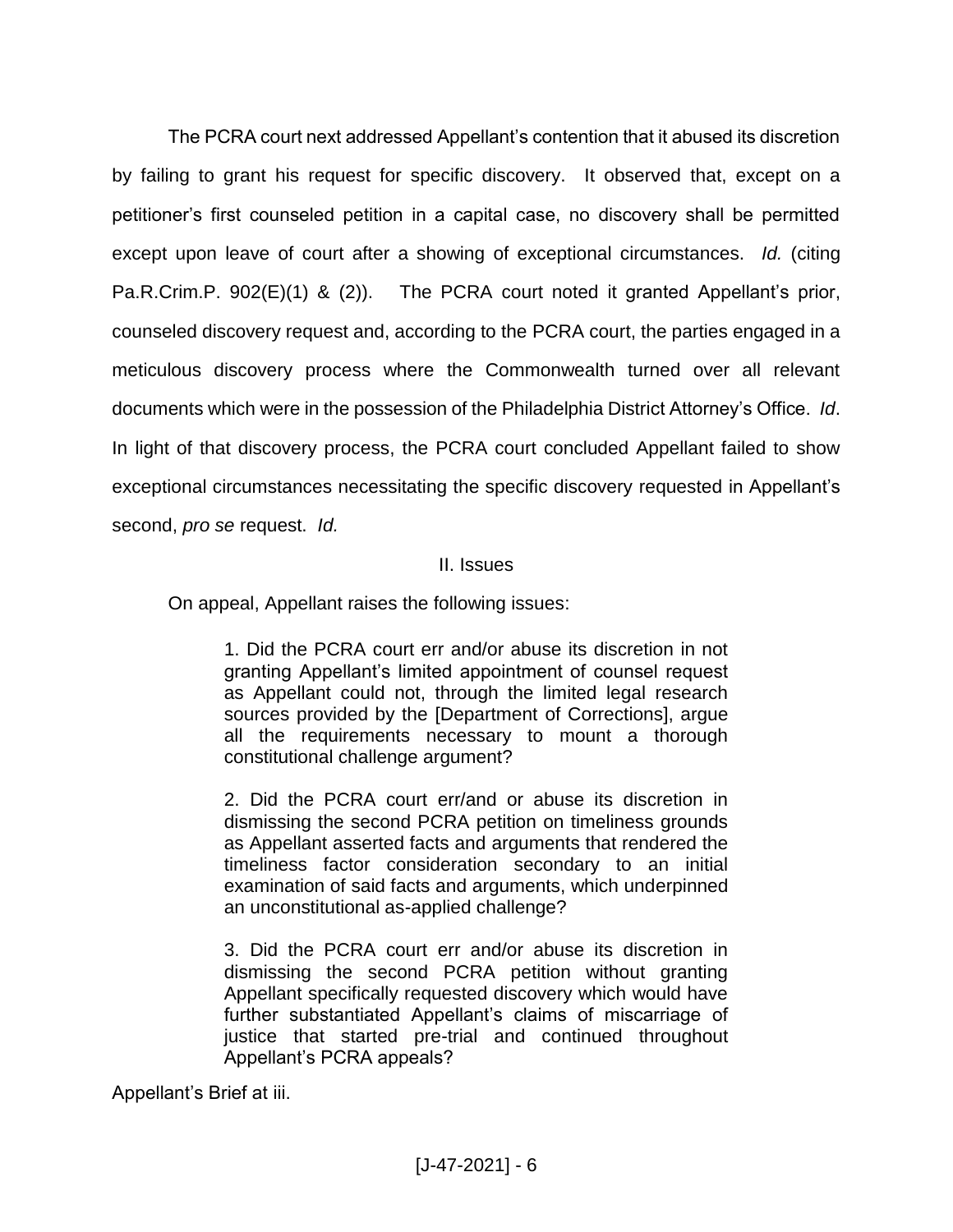The PCRA court next addressed Appellant's contention that it abused its discretion by failing to grant his request for specific discovery. It observed that, except on a petitioner's first counseled petition in a capital case, no discovery shall be permitted except upon leave of court after a showing of exceptional circumstances. *Id.* (citing Pa.R.Crim.P. 902(E)(1) & (2)). The PCRA court noted it granted Appellant's prior, counseled discovery request and, according to the PCRA court, the parties engaged in a meticulous discovery process where the Commonwealth turned over all relevant documents which were in the possession of the Philadelphia District Attorney's Office. *Id*. In light of that discovery process, the PCRA court concluded Appellant failed to show exceptional circumstances necessitating the specific discovery requested in Appellant's second, *pro se* request. *Id.*

## II. Issues

On appeal, Appellant raises the following issues:

> 1. Did the PCRA court err and/or abuse its discretion in not granting Appellant's limited appointment of counsel request as Appellant could not, through the limited legal research sources provided by the [Department of Corrections], argue all the requirements necessary to mount a thorough constitutional challenge argument?
>
> 2. Did the PCRA court err/and or abuse its discretion in dismissing the second PCRA petition on timeliness grounds as Appellant asserted facts and arguments that rendered the timeliness factor consideration secondary to an initial examination of said facts and arguments, which underpinned an unconstitutional as-applied challenge?
>
> 3. Did the PCRA court err and/or abuse its discretion in dismissing the second PCRA petition without granting Appellant specifically requested discovery which would have further substantiated Appellant's claims of miscarriage of justice that started pre-trial and continued throughout Appellant's PCRA appeals?

Appellant's Brief at iii.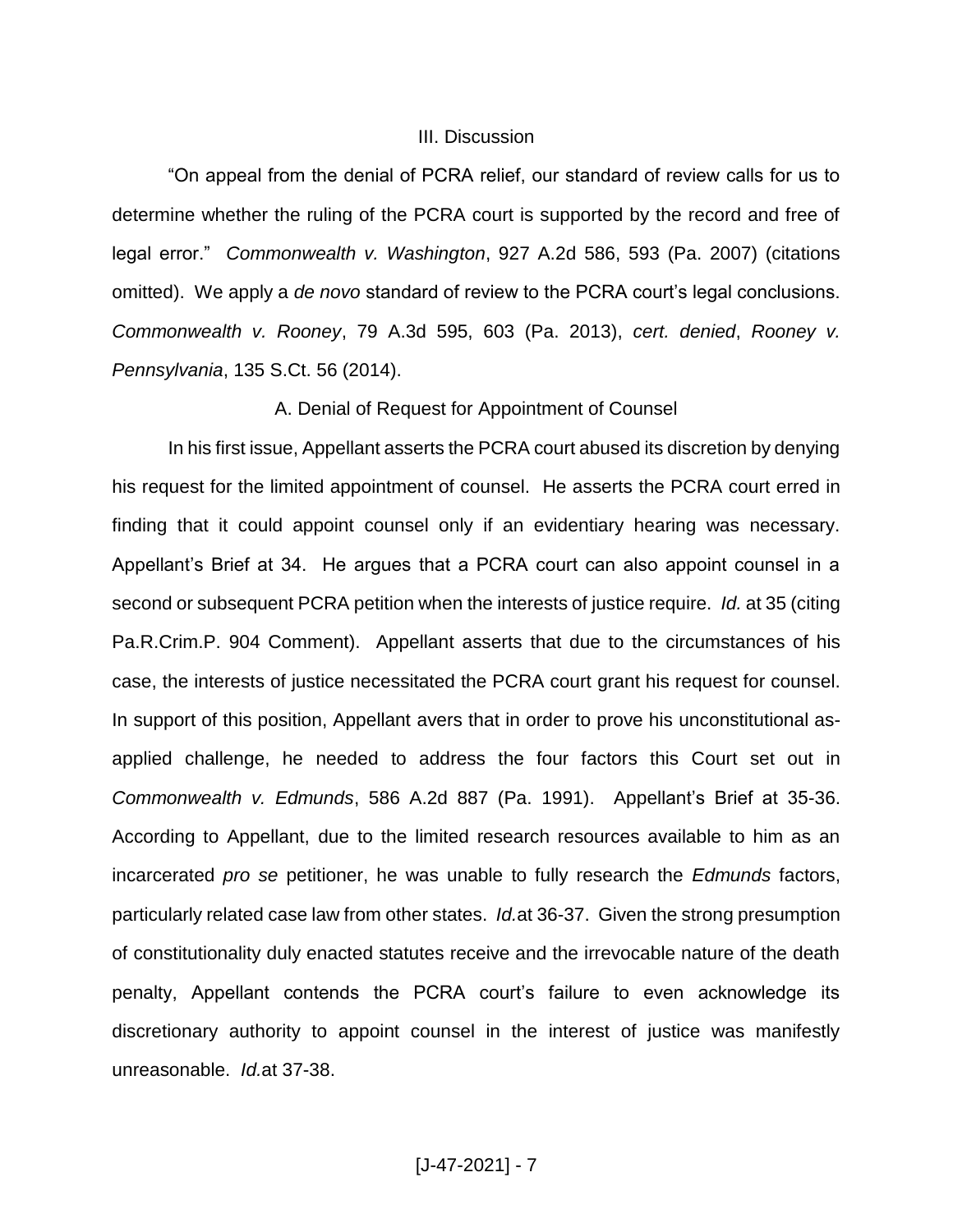## III. Discussion

"On appeal from the denial of PCRA relief, our standard of review calls for us to determine whether the ruling of the PCRA court is supported by the record and free of legal error." *Commonwealth v. Washington*, 927 A.2d 586, 593 (Pa. 2007) (citations omitted). We apply a *de novo* standard of review to the PCRA court's legal conclusions. *Commonwealth v. Rooney*, 79 A.3d 595, 603 (Pa. 2013), *cert. denied*, *Rooney v. Pennsylvania*, 135 S.Ct. 56 (2014).

### A. Denial of Request for Appointment of Counsel

In his first issue, Appellant asserts the PCRA court abused its discretion by denying his request for the limited appointment of counsel. He asserts the PCRA court erred in finding that it could appoint counsel only if an evidentiary hearing was necessary. Appellant's Brief at 34. He argues that a PCRA court can also appoint counsel in a second or subsequent PCRA petition when the interests of justice require. *Id.* at 35 (citing Pa.R.Crim.P. 904 Comment). Appellant asserts that due to the circumstances of his case, the interests of justice necessitated the PCRA court grant his request for counsel. In support of this position, Appellant avers that in order to prove his unconstitutional as-applied challenge, he needed to address the four factors this Court set out in *Commonwealth v. Edmunds*, 586 A.2d 887 (Pa. 1991). Appellant's Brief at 35-36. According to Appellant, due to the limited research resources available to him as an incarcerated *pro se* petitioner, he was unable to fully research the *Edmunds* factors, particularly related case law from other states. *Id.* at 36-37. Given the strong presumption of constitutionality duly enacted statutes receive and the irrevocable nature of the death penalty, Appellant contends the PCRA court's failure to even acknowledge its discretionary authority to appoint counsel in the interest of justice was manifestly unreasonable. *Id.* at 37-38.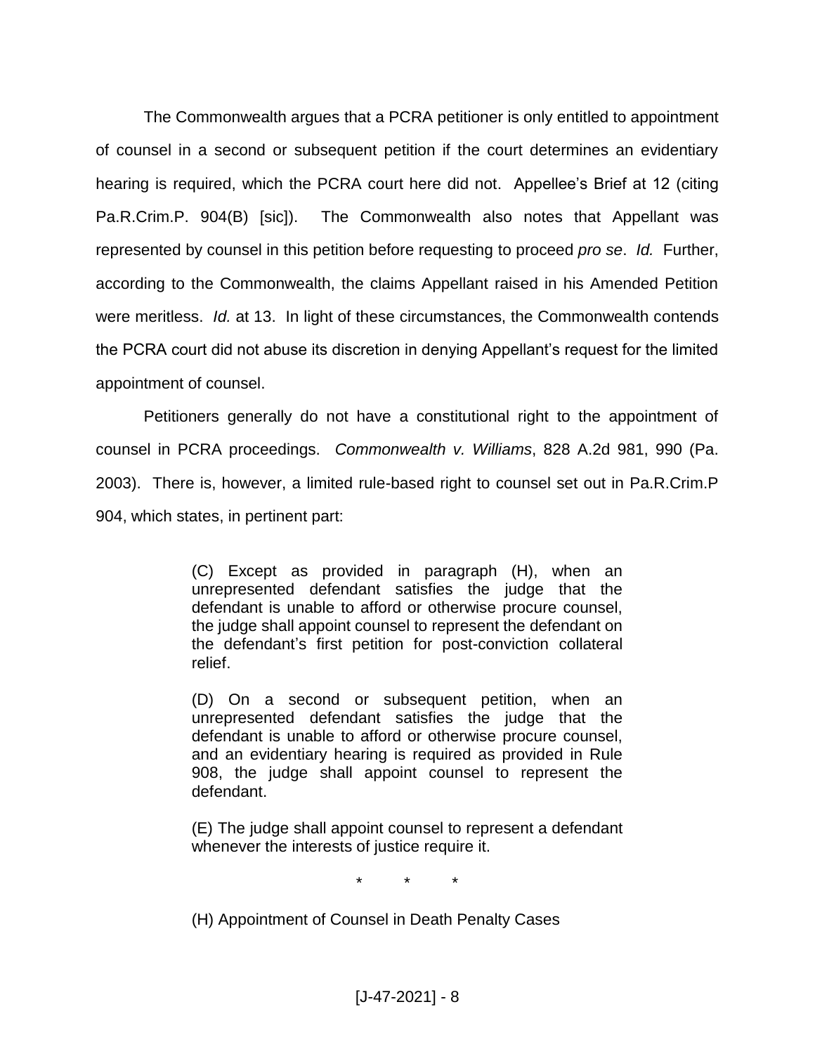The Commonwealth argues that a PCRA petitioner is only entitled to appointment of counsel in a second or subsequent petition if the court determines an evidentiary hearing is required, which the PCRA court here did not. Appellee's Brief at 12 (citing Pa.R.Crim.P. 904(B) [sic]). The Commonwealth also notes that Appellant was represented by counsel in this petition before requesting to proceed *pro se*. *Id.* Further, according to the Commonwealth, the claims Appellant raised in his Amended Petition were meritless. *Id.* at 13. In light of these circumstances, the Commonwealth contends the PCRA court did not abuse its discretion in denying Appellant's request for the limited appointment of counsel.

Petitioners generally do not have a constitutional right to the appointment of counsel in PCRA proceedings. *Commonwealth v. Williams*, 828 A.2d 981, 990 (Pa. 2003). There is, however, a limited rule-based right to counsel set out in Pa.R.Crim.P 904, which states, in pertinent part:

> (C) Except as provided in paragraph (H), when an unrepresented defendant satisfies the judge that the defendant is unable to afford or otherwise procure counsel, the judge shall appoint counsel to represent the defendant on the defendant's first petition for post-conviction collateral relief.
>
> (D) On a second or subsequent petition, when an unrepresented defendant satisfies the judge that the defendant is unable to afford or otherwise procure counsel, and an evidentiary hearing is required as provided in Rule 908, the judge shall appoint counsel to represent the defendant.
>
> (E) The judge shall appoint counsel to represent a defendant whenever the interests of justice require it.
>
> \* \* \*
>
> (H) Appointment of Counsel in Death Penalty Cases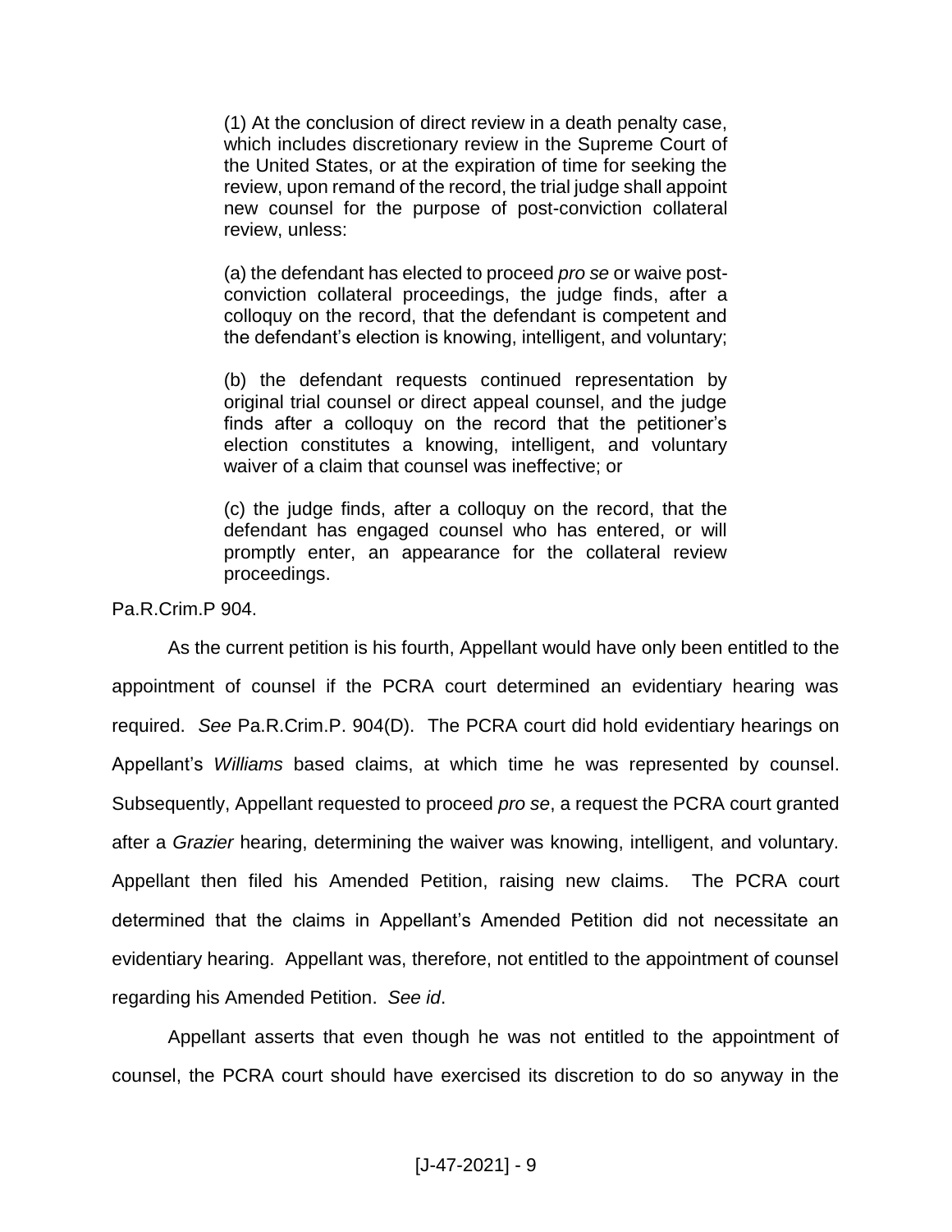> (1) At the conclusion of direct review in a death penalty case, which includes discretionary review in the Supreme Court of the United States, or at the expiration of time for seeking the review, upon remand of the record, the trial judge shall appoint new counsel for the purpose of post-conviction collateral review, unless:
>
> (a) the defendant has elected to proceed *pro se* or waive post-conviction collateral proceedings, the judge finds, after a colloquy on the record, that the defendant is competent and the defendant's election is knowing, intelligent, and voluntary;
>
> (b) the defendant requests continued representation by original trial counsel or direct appeal counsel, and the judge finds after a colloquy on the record that the petitioner's election constitutes a knowing, intelligent, and voluntary waiver of a claim that counsel was ineffective; or
>
> (c) the judge finds, after a colloquy on the record, that the defendant has engaged counsel who has entered, or will promptly enter, an appearance for the collateral review proceedings.

Pa.R.Crim.P 904.

As the current petition is his fourth, Appellant would have only been entitled to the appointment of counsel if the PCRA court determined an evidentiary hearing was required. *See* Pa.R.Crim.P. 904(D). The PCRA court did hold evidentiary hearings on Appellant's *Williams* based claims, at which time he was represented by counsel. Subsequently, Appellant requested to proceed *pro se*, a request the PCRA court granted after a *Grazier* hearing, determining the waiver was knowing, intelligent, and voluntary. Appellant then filed his Amended Petition, raising new claims. The PCRA court determined that the claims in Appellant's Amended Petition did not necessitate an evidentiary hearing. Appellant was, therefore, not entitled to the appointment of counsel regarding his Amended Petition. *See id*.

Appellant asserts that even though he was not entitled to the appointment of counsel, the PCRA court should have exercised its discretion to do so anyway in the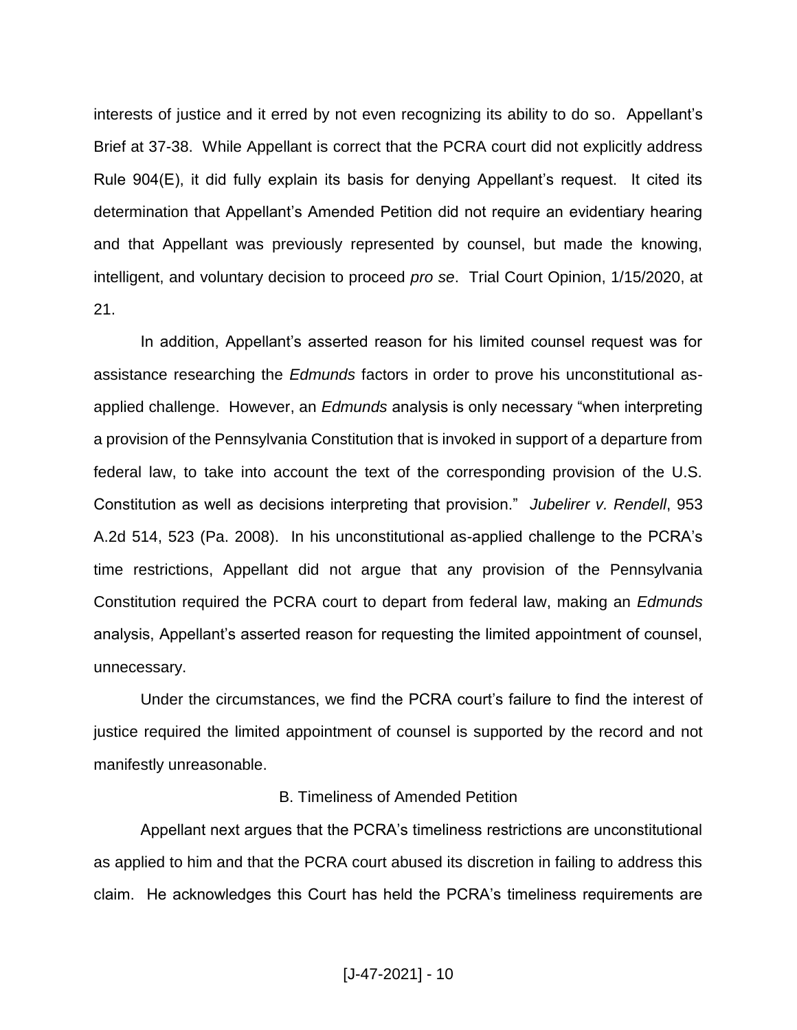interests of justice and it erred by not even recognizing its ability to do so. Appellant's Brief at 37-38. While Appellant is correct that the PCRA court did not explicitly address Rule 904(E), it did fully explain its basis for denying Appellant's request. It cited its determination that Appellant's Amended Petition did not require an evidentiary hearing and that Appellant was previously represented by counsel, but made the knowing, intelligent, and voluntary decision to proceed *pro se*. Trial Court Opinion, 1/15/2020, at 21.

In addition, Appellant's asserted reason for his limited counsel request was for assistance researching the *Edmunds* factors in order to prove his unconstitutional as-applied challenge. However, an *Edmunds* analysis is only necessary "when interpreting a provision of the Pennsylvania Constitution that is invoked in support of a departure from federal law, to take into account the text of the corresponding provision of the U.S. Constitution as well as decisions interpreting that provision." *Jubelirer v. Rendell*, 953 A.2d 514, 523 (Pa. 2008). In his unconstitutional as-applied challenge to the PCRA's time restrictions, Appellant did not argue that any provision of the Pennsylvania Constitution required the PCRA court to depart from federal law, making an *Edmunds* analysis, Appellant's asserted reason for requesting the limited appointment of counsel, unnecessary.

Under the circumstances, we find the PCRA court's failure to find the interest of justice required the limited appointment of counsel is supported by the record and not manifestly unreasonable.

### B. Timeliness of Amended Petition

Appellant next argues that the PCRA's timeliness restrictions are unconstitutional as applied to him and that the PCRA court abused its discretion in failing to address this claim. He acknowledges this Court has held the PCRA's timeliness requirements are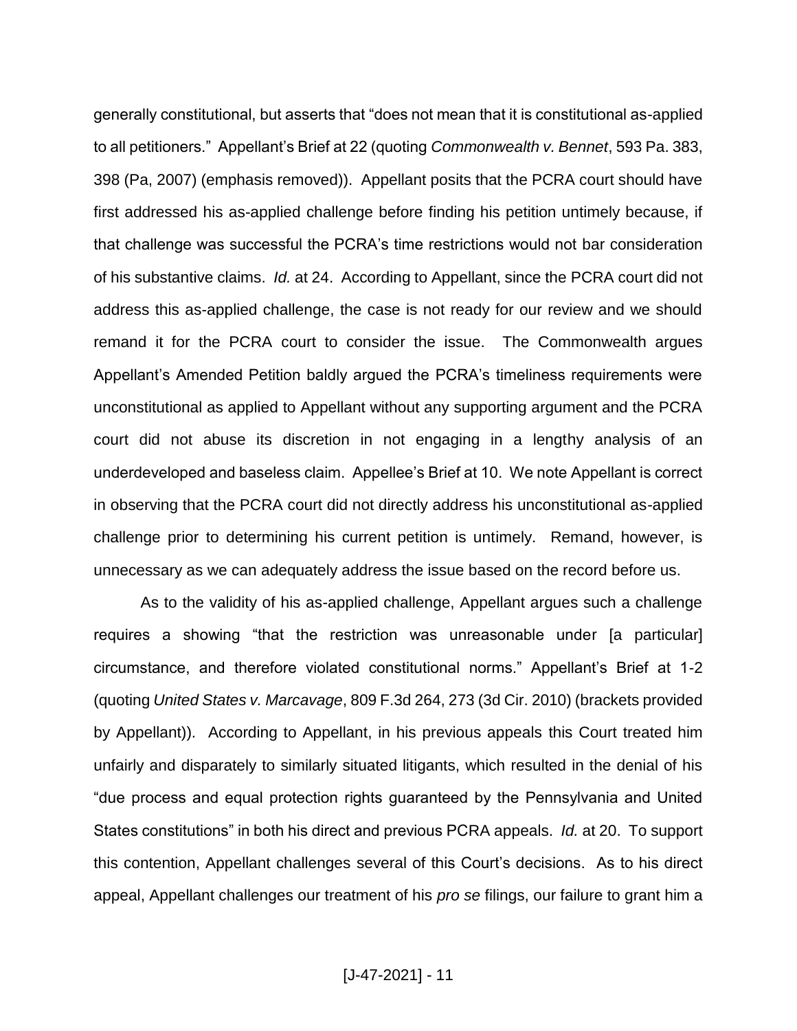generally constitutional, but asserts that "does not mean that it is constitutional as-applied to all petitioners." Appellant's Brief at 22 (quoting *Commonwealth v. Bennet*, 593 Pa. 383, 398 (Pa, 2007) (emphasis removed)). Appellant posits that the PCRA court should have first addressed his as-applied challenge before finding his petition untimely because, if that challenge was successful the PCRA's time restrictions would not bar consideration of his substantive claims. *Id.* at 24. According to Appellant, since the PCRA court did not address this as-applied challenge, the case is not ready for our review and we should remand it for the PCRA court to consider the issue. The Commonwealth argues Appellant's Amended Petition baldly argued the PCRA's timeliness requirements were unconstitutional as applied to Appellant without any supporting argument and the PCRA court did not abuse its discretion in not engaging in a lengthy analysis of an underdeveloped and baseless claim. Appellee's Brief at 10. We note Appellant is correct in observing that the PCRA court did not directly address his unconstitutional as-applied challenge prior to determining his current petition is untimely. Remand, however, is unnecessary as we can adequately address the issue based on the record before us.

As to the validity of his as-applied challenge, Appellant argues such a challenge requires a showing "that the restriction was unreasonable under [a particular] circumstance, and therefore violated constitutional norms." Appellant's Brief at 1-2 (quoting *United States v. Marcavage*, 809 F.3d 264, 273 (3d Cir. 2010) (brackets provided by Appellant)). According to Appellant, in his previous appeals this Court treated him unfairly and disparately to similarly situated litigants, which resulted in the denial of his "due process and equal protection rights guaranteed by the Pennsylvania and United States constitutions" in both his direct and previous PCRA appeals. *Id.* at 20. To support this contention, Appellant challenges several of this Court's decisions. As to his direct appeal, Appellant challenges our treatment of his *pro se* filings, our failure to grant him a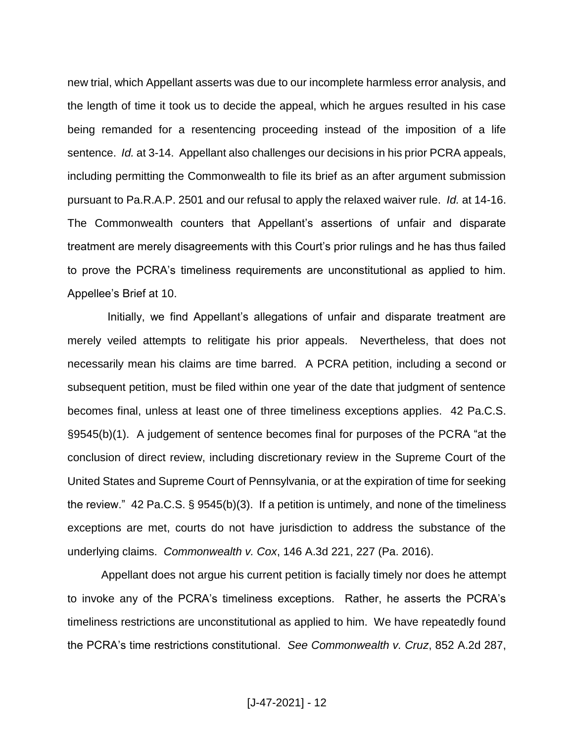new trial, which Appellant asserts was due to our incomplete harmless error analysis, and the length of time it took us to decide the appeal, which he argues resulted in his case being remanded for a resentencing proceeding instead of the imposition of a life sentence. *Id.* at 3-14. Appellant also challenges our decisions in his prior PCRA appeals, including permitting the Commonwealth to file its brief as an after argument submission pursuant to Pa.R.A.P. 2501 and our refusal to apply the relaxed waiver rule. *Id.* at 14-16. The Commonwealth counters that Appellant's assertions of unfair and disparate treatment are merely disagreements with this Court's prior rulings and he has thus failed to prove the PCRA's timeliness requirements are unconstitutional as applied to him. Appellee's Brief at 10.

Initially, we find Appellant's allegations of unfair and disparate treatment are merely veiled attempts to relitigate his prior appeals. Nevertheless, that does not necessarily mean his claims are time barred. A PCRA petition, including a second or subsequent petition, must be filed within one year of the date that judgment of sentence becomes final, unless at least one of three timeliness exceptions applies. 42 Pa.C.S. §9545(b)(1). A judgement of sentence becomes final for purposes of the PCRA "at the conclusion of direct review, including discretionary review in the Supreme Court of the United States and Supreme Court of Pennsylvania, or at the expiration of time for seeking the review." 42 Pa.C.S. § 9545(b)(3). If a petition is untimely, and none of the timeliness exceptions are met, courts do not have jurisdiction to address the substance of the underlying claims. *Commonwealth v. Cox*, 146 A.3d 221, 227 (Pa. 2016).

Appellant does not argue his current petition is facially timely nor does he attempt to invoke any of the PCRA's timeliness exceptions. Rather, he asserts the PCRA's timeliness restrictions are unconstitutional as applied to him. We have repeatedly found the PCRA's time restrictions constitutional. *See Commonwealth v. Cruz*, 852 A.2d 287,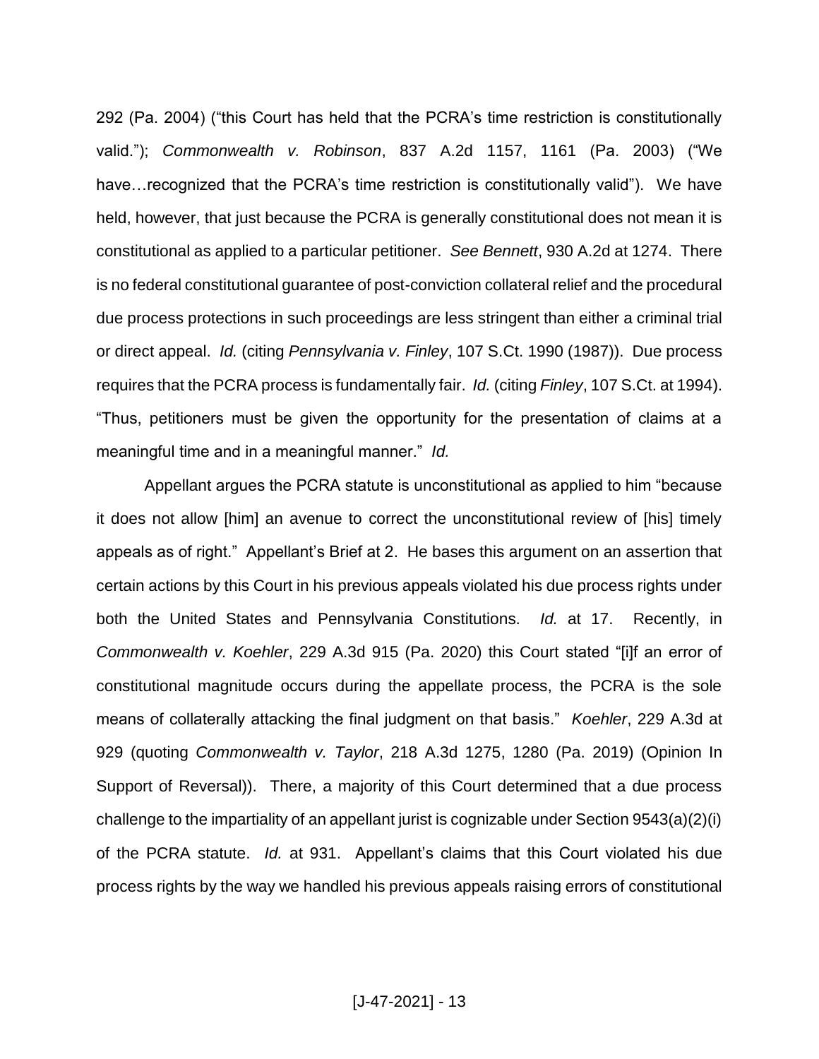292 (Pa. 2004) ("this Court has held that the PCRA's time restriction is constitutionally valid."); *Commonwealth v. Robinson*, 837 A.2d 1157, 1161 (Pa. 2003) ("We have…recognized that the PCRA's time restriction is constitutionally valid"). We have held, however, that just because the PCRA is generally constitutional does not mean it is constitutional as applied to a particular petitioner. *See Bennett*, 930 A.2d at 1274. There is no federal constitutional guarantee of post-conviction collateral relief and the procedural due process protections in such proceedings are less stringent than either a criminal trial or direct appeal. *Id.* (citing *Pennsylvania v. Finley*, 107 S.Ct. 1990 (1987)). Due process requires that the PCRA process is fundamentally fair. *Id.* (citing *Finley*, 107 S.Ct. at 1994). "Thus, petitioners must be given the opportunity for the presentation of claims at a meaningful time and in a meaningful manner." *Id.*

Appellant argues the PCRA statute is unconstitutional as applied to him "because it does not allow [him] an avenue to correct the unconstitutional review of [his] timely appeals as of right." Appellant's Brief at 2. He bases this argument on an assertion that certain actions by this Court in his previous appeals violated his due process rights under both the United States and Pennsylvania Constitutions. *Id.* at 17. Recently, in *Commonwealth v. Koehler*, 229 A.3d 915 (Pa. 2020) this Court stated "[i]f an error of constitutional magnitude occurs during the appellate process, the PCRA is the sole means of collaterally attacking the final judgment on that basis." *Koehler*, 229 A.3d at 929 (quoting *Commonwealth v. Taylor*, 218 A.3d 1275, 1280 (Pa. 2019) (Opinion In Support of Reversal)). There, a majority of this Court determined that a due process challenge to the impartiality of an appellant jurist is cognizable under Section 9543(a)(2)(i) of the PCRA statute. *Id.* at 931. Appellant's claims that this Court violated his due process rights by the way we handled his previous appeals raising errors of constitutional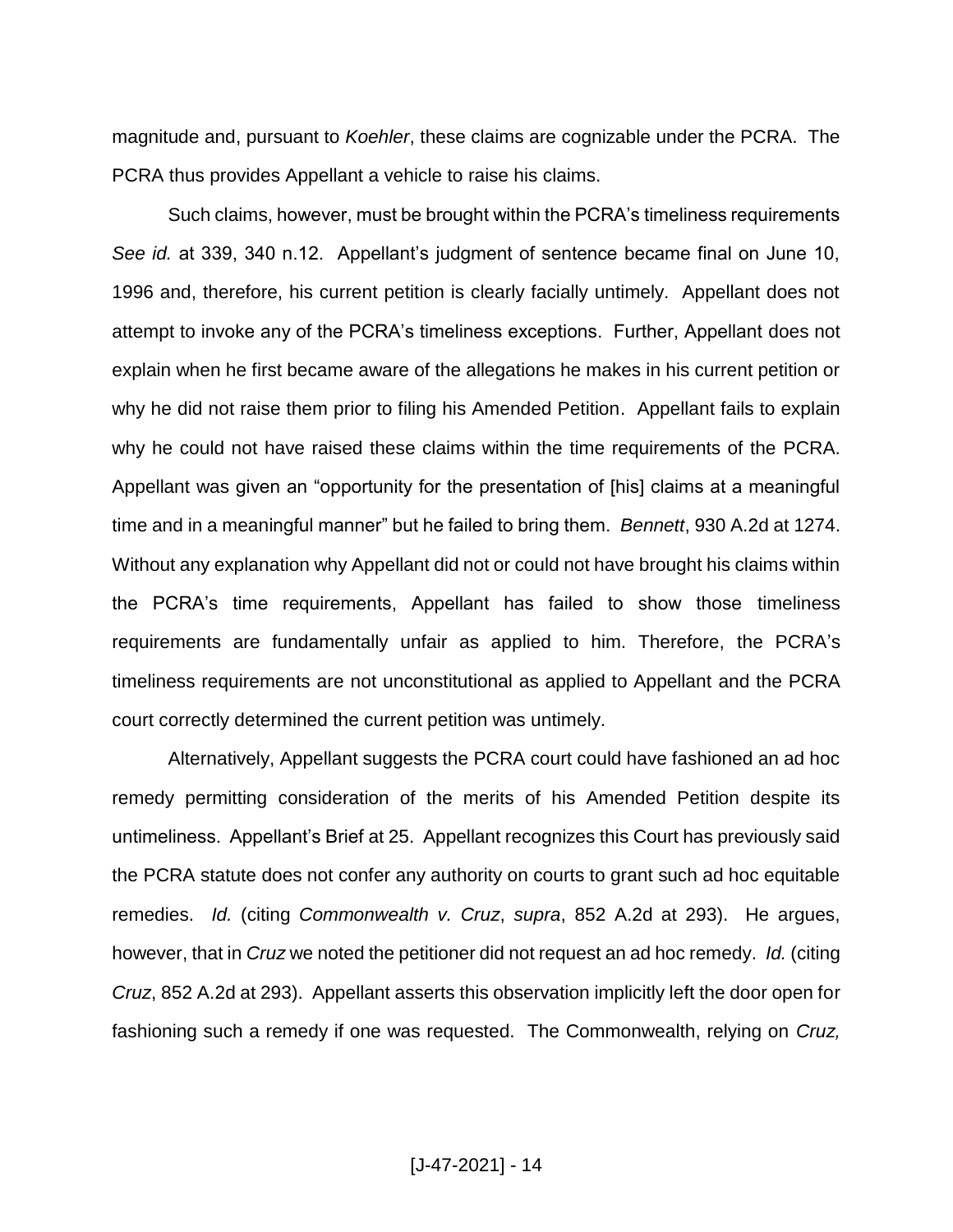magnitude and, pursuant to *Koehler*, these claims are cognizable under the PCRA. The PCRA thus provides Appellant a vehicle to raise his claims.

Such claims, however, must be brought within the PCRA's timeliness requirements *See id.* at 339, 340 n.12. Appellant's judgment of sentence became final on June 10, 1996 and, therefore, his current petition is clearly facially untimely. Appellant does not attempt to invoke any of the PCRA's timeliness exceptions. Further, Appellant does not explain when he first became aware of the allegations he makes in his current petition or why he did not raise them prior to filing his Amended Petition. Appellant fails to explain why he could not have raised these claims within the time requirements of the PCRA. Appellant was given an "opportunity for the presentation of [his] claims at a meaningful time and in a meaningful manner" but he failed to bring them. *Bennett*, 930 A.2d at 1274. Without any explanation why Appellant did not or could not have brought his claims within the PCRA's time requirements, Appellant has failed to show those timeliness requirements are fundamentally unfair as applied to him. Therefore, the PCRA's timeliness requirements are not unconstitutional as applied to Appellant and the PCRA court correctly determined the current petition was untimely.

Alternatively, Appellant suggests the PCRA court could have fashioned an ad hoc remedy permitting consideration of the merits of his Amended Petition despite its untimeliness. Appellant's Brief at 25. Appellant recognizes this Court has previously said the PCRA statute does not confer any authority on courts to grant such ad hoc equitable remedies. *Id.* (citing *Commonwealth v. Cruz*, *supra*, 852 A.2d at 293). He argues, however, that in *Cruz* we noted the petitioner did not request an ad hoc remedy. *Id.* (citing *Cruz*, 852 A.2d at 293). Appellant asserts this observation implicitly left the door open for fashioning such a remedy if one was requested. The Commonwealth, relying on *Cruz,*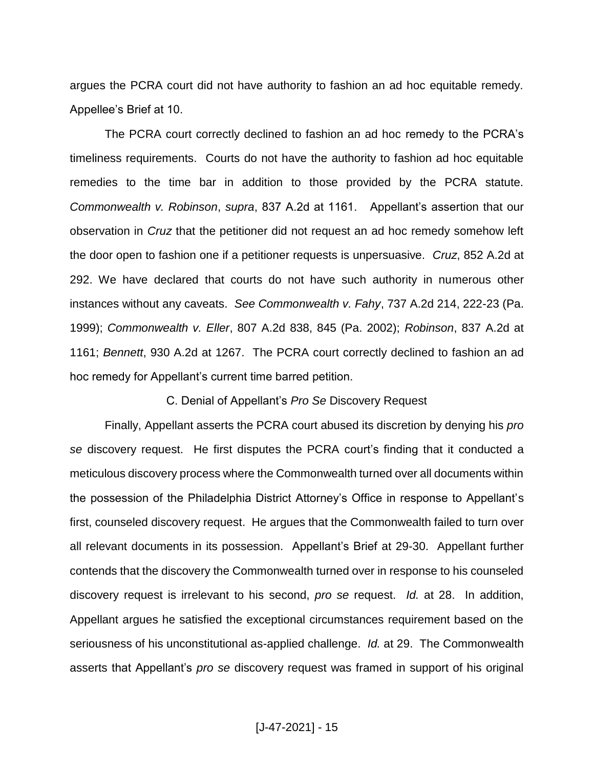argues the PCRA court did not have authority to fashion an ad hoc equitable remedy. Appellee's Brief at 10.

The PCRA court correctly declined to fashion an ad hoc remedy to the PCRA's timeliness requirements. Courts do not have the authority to fashion ad hoc equitable remedies to the time bar in addition to those provided by the PCRA statute. *Commonwealth v. Robinson*, *supra*, 837 A.2d at 1161. Appellant's assertion that our observation in *Cruz* that the petitioner did not request an ad hoc remedy somehow left the door open to fashion one if a petitioner requests is unpersuasive. *Cruz*, 852 A.2d at 292. We have declared that courts do not have such authority in numerous other instances without any caveats. *See Commonwealth v. Fahy*, 737 A.2d 214, 222-23 (Pa. 1999); *Commonwealth v. Eller*, 807 A.2d 838, 845 (Pa. 2002); *Robinson*, 837 A.2d at 1161; *Bennett*, 930 A.2d at 1267. The PCRA court correctly declined to fashion an ad hoc remedy for Appellant's current time barred petition.

### C. Denial of Appellant's *Pro Se* Discovery Request

Finally, Appellant asserts the PCRA court abused its discretion by denying his *pro se* discovery request. He first disputes the PCRA court's finding that it conducted a meticulous discovery process where the Commonwealth turned over all documents within the possession of the Philadelphia District Attorney's Office in response to Appellant's first, counseled discovery request. He argues that the Commonwealth failed to turn over all relevant documents in its possession. Appellant's Brief at 29-30. Appellant further contends that the discovery the Commonwealth turned over in response to his counseled discovery request is irrelevant to his second, *pro se* request. *Id.* at 28. In addition, Appellant argues he satisfied the exceptional circumstances requirement based on the seriousness of his unconstitutional as-applied challenge. *Id.* at 29. The Commonwealth asserts that Appellant's *pro se* discovery request was framed in support of his original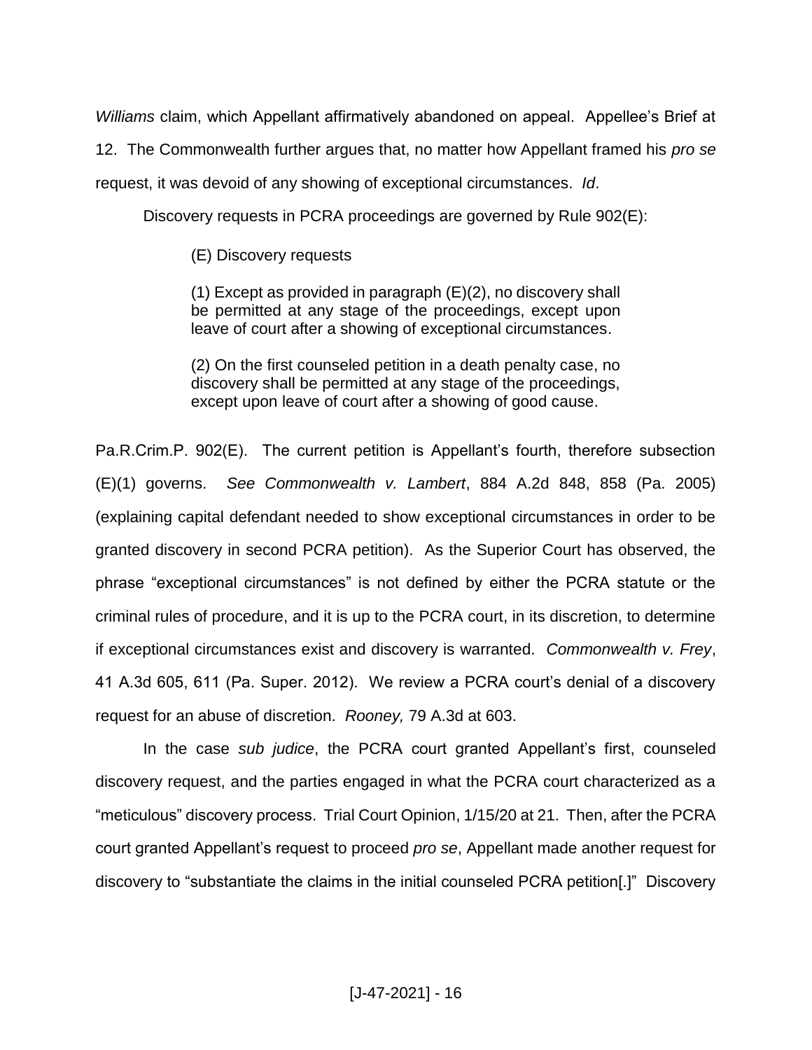*Williams* claim, which Appellant affirmatively abandoned on appeal. Appellee's Brief at 12. The Commonwealth further argues that, no matter how Appellant framed his *pro se* request, it was devoid of any showing of exceptional circumstances. *Id*.

Discovery requests in PCRA proceedings are governed by Rule 902(E):

> (E) Discovery requests
>
> (1) Except as provided in paragraph (E)(2), no discovery shall be permitted at any stage of the proceedings, except upon leave of court after a showing of exceptional circumstances.
>
> (2) On the first counseled petition in a death penalty case, no discovery shall be permitted at any stage of the proceedings, except upon leave of court after a showing of good cause.

Pa.R.Crim.P. 902(E). The current petition is Appellant's fourth, therefore subsection (E)(1) governs. *See Commonwealth v. Lambert*, 884 A.2d 848, 858 (Pa. 2005) (explaining capital defendant needed to show exceptional circumstances in order to be granted discovery in second PCRA petition). As the Superior Court has observed, the phrase "exceptional circumstances" is not defined by either the PCRA statute or the criminal rules of procedure, and it is up to the PCRA court, in its discretion, to determine if exceptional circumstances exist and discovery is warranted. *Commonwealth v. Frey*, 41 A.3d 605, 611 (Pa. Super. 2012). We review a PCRA court's denial of a discovery request for an abuse of discretion. *Rooney,* 79 A.3d at 603.

In the case *sub judice*, the PCRA court granted Appellant's first, counseled discovery request, and the parties engaged in what the PCRA court characterized as a "meticulous" discovery process. Trial Court Opinion, 1/15/20 at 21. Then, after the PCRA court granted Appellant's request to proceed *pro se*, Appellant made another request for discovery to "substantiate the claims in the initial counseled PCRA petition[.]" Discovery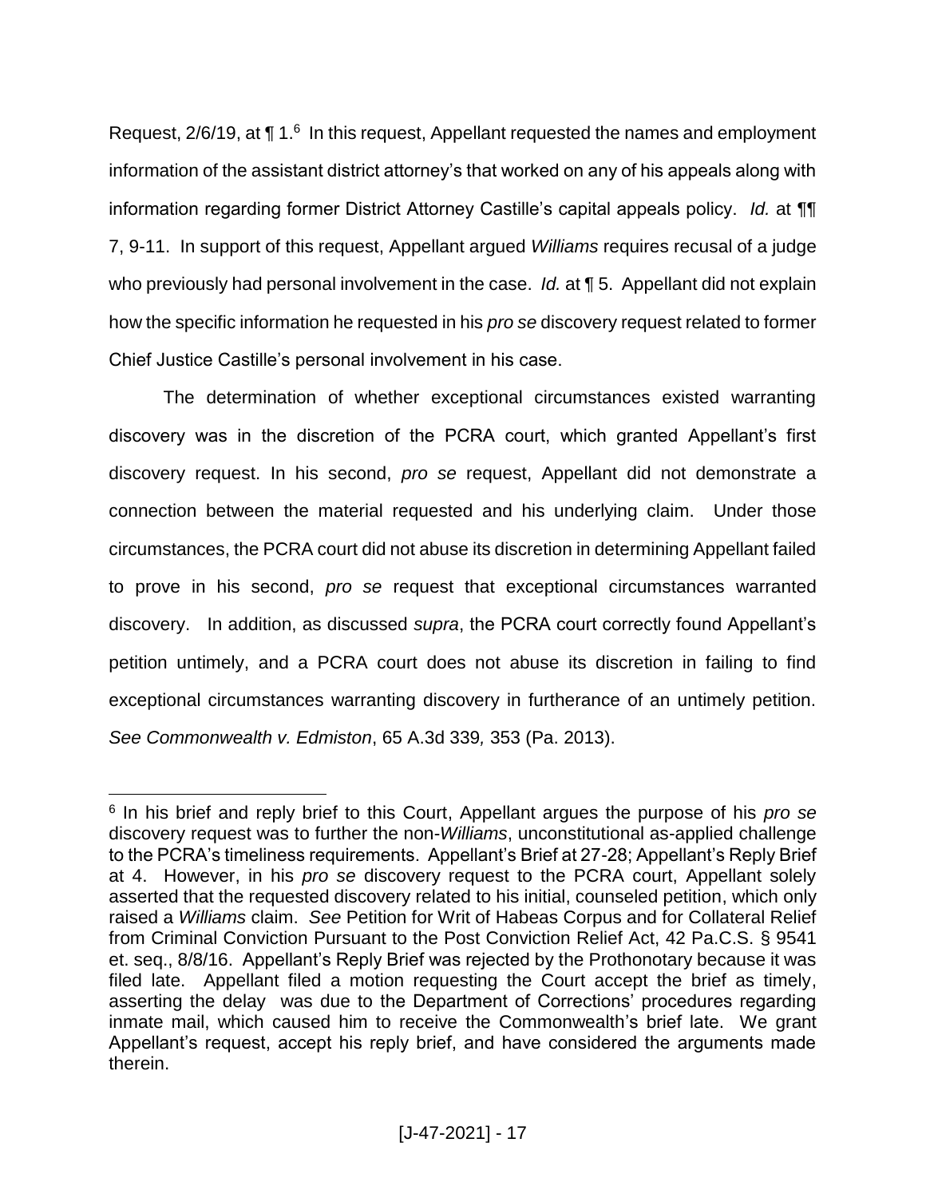Request, 2/6/19, at ¶ 1.[6] In this request, Appellant requested the names and employment information of the assistant district attorney's that worked on any of his appeals along with information regarding former District Attorney Castille's capital appeals policy. *Id.* at ¶¶ 7, 9-11. In support of this request, Appellant argued *Williams* requires recusal of a judge who previously had personal involvement in the case. *Id.* at ¶ 5. Appellant did not explain how the specific information he requested in his *pro se* discovery request related to former Chief Justice Castille's personal involvement in his case.

The determination of whether exceptional circumstances existed warranting discovery was in the discretion of the PCRA court, which granted Appellant's first discovery request. In his second, *pro se* request, Appellant did not demonstrate a connection between the material requested and his underlying claim. Under those circumstances, the PCRA court did not abuse its discretion in determining Appellant failed to prove in his second, *pro se* request that exceptional circumstances warranted discovery. In addition, as discussed *supra*, the PCRA court correctly found Appellant's petition untimely, and a PCRA court does not abuse its discretion in failing to find exceptional circumstances warranting discovery in furtherance of an untimely petition. *See Commonwealth v. Edmiston*, 65 A.3d 339*,* 353 (Pa. 2013).

---

[6] In his brief and reply brief to this Court, Appellant argues the purpose of his *pro se* discovery request was to further the non-*Williams*, unconstitutional as-applied challenge to the PCRA's timeliness requirements. Appellant's Brief at 27-28; Appellant's Reply Brief at 4. However, in his *pro se* discovery request to the PCRA court, Appellant solely asserted that the requested discovery related to his initial, counseled petition, which only raised a *Williams* claim. *See* Petition for Writ of Habeas Corpus and for Collateral Relief from Criminal Conviction Pursuant to the Post Conviction Relief Act, 42 Pa.C.S. § 9541 et. seq., 8/8/16. Appellant's Reply Brief was rejected by the Prothonotary because it was filed late. Appellant filed a motion requesting the Court accept the brief as timely, asserting the delay was due to the Department of Corrections' procedures regarding inmate mail, which caused him to receive the Commonwealth's brief late. We grant Appellant's request, accept his reply brief, and have considered the arguments made therein.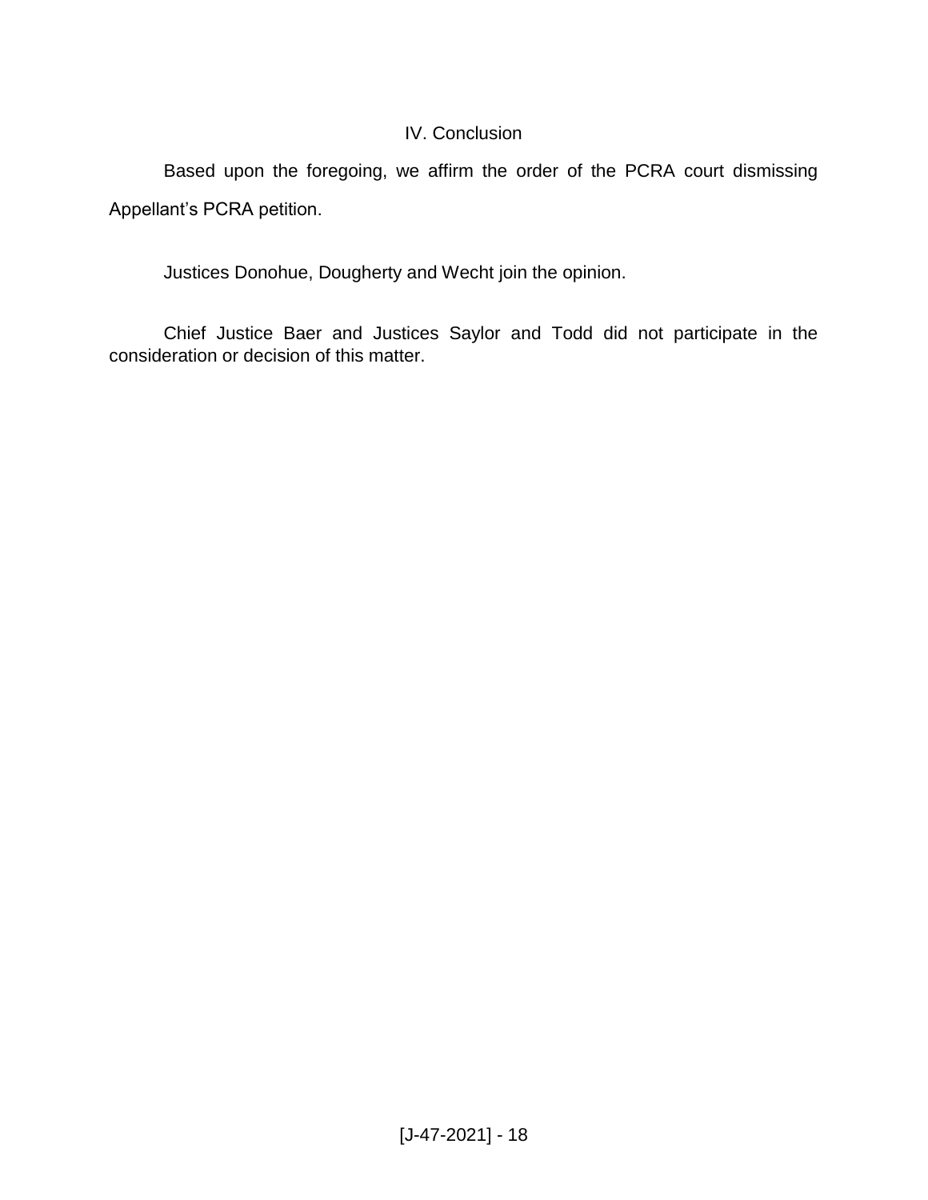## IV. Conclusion

Based upon the foregoing, we affirm the order of the PCRA court dismissing Appellant's PCRA petition.

Justices Donohue, Dougherty and Wecht join the opinion.

Chief Justice Baer and Justices Saylor and Todd did not participate in the consideration or decision of this matter.